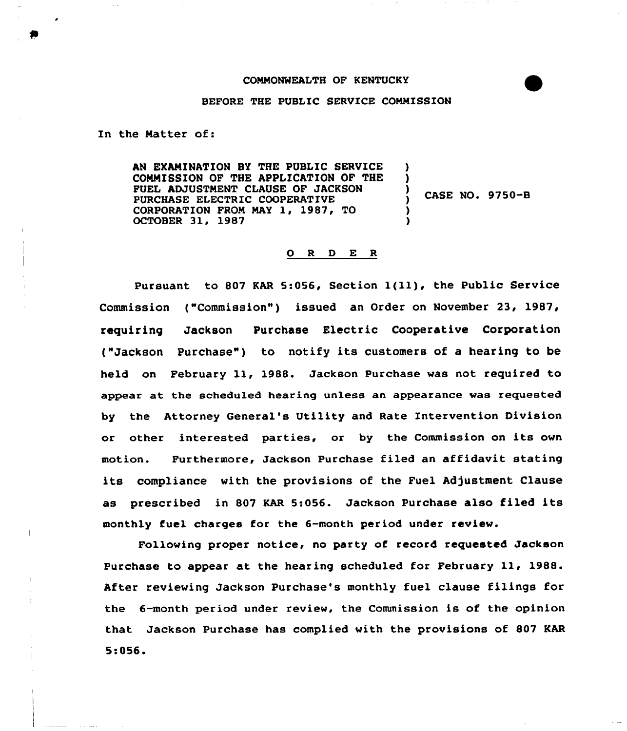COMMONWEALTH OF KENTUCKY

BEFORE THE PUBLIC SERVICE COMMISSION

In the Matter of:

| | | |
|---|---|---|
| AN EXAMINATION BY THE PUBLIC SERVICE COMMISSION OF THE APPLICATION OF THE FUEL ADJUSTMENT CLAUSE OF JACKSON PURCHASE ELECTRIC COOPERATIVE CORPORATION FROM MAY 1, 1987, TO OCTOBER 31, 1987 | ) | CASE NO. 9750-B |

## O R D E R

Pursuant to 807 KAR 5:056, Section 1(11), the Public Service Commission ("Commission") issued an Order on November 23, 1987, requiring Jackson Purchase Electric Cooperative Corporation ("Jackson Purchase") to notify its customers of a hearing to be held on February 11, 1988. Jackson Purchase was not required to appear at the scheduled hearing unless an appearance was requested by the Attorney General's Utility and Rate Intervention Division or other interested parties, or by the Commission on its own motion. Furthermore, Jackson Purchase filed an affidavit stating its compliance with the provisions of the Fuel Adjustment Clause as prescribed in 807 KAR 5:056. Jackson Purchase also filed its monthly fuel charges for the 6-month period under review.

Following proper notice, no party of record requested Jackson Purchase to appear at the hearing scheduled for February 11, 1988. After reviewing Jackson Purchase's monthly fuel clause filings for the 6-month period under review, the Commission is of the opinion that Jackson Purchase has complied with the provisions of 807 KAR 5:056.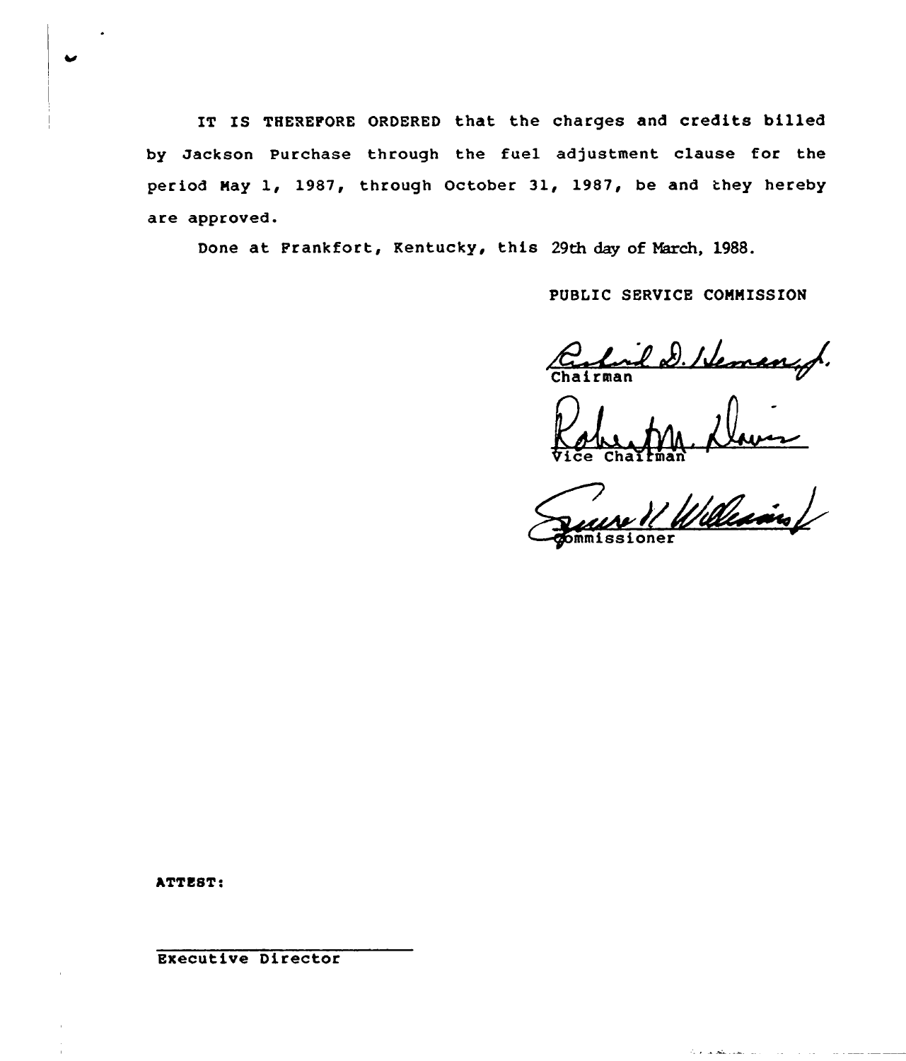IT IS THEREFORE ORDERED that the charges and credits billed by Jackson Purchase through the fuel adjustment clause for the period May 1, 1987, through October 31, 1987, be and they hereby are approved.

Done at Frankfort, Kentucky, this 29th day of March, 1988.

PUBLIC SERVICE COMMISSION

Chairman

Vice Chairman

Commissioner

ATTEST:

Executive Director